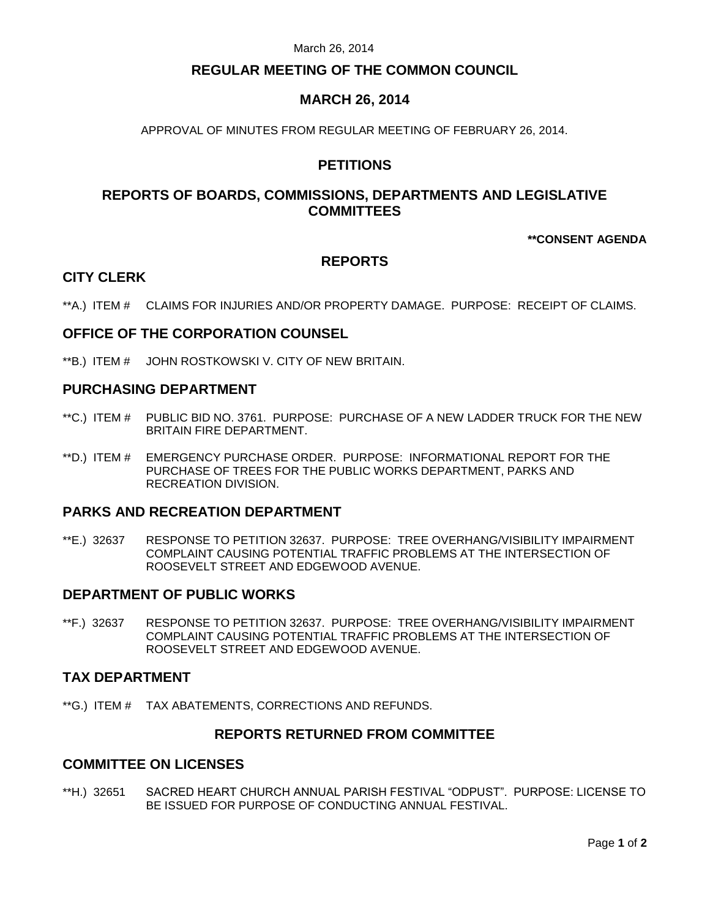March 26, 2014

# REGULAR MEETING OF THE COMMON COUNCIL

# MARCH 26, 2014

APPROVAL OF MINUTES FROM REGULAR MEETING OF FEBRUARY 26, 2014.

## PETITIONS

## REPORTS OF BOARDS, COMMISSIONS, DEPARTMENTS AND LEGISLATIVE COMMITTEES

**\*\*CONSENT AGENDA**

## REPORTS

### CITY CLERK

\*\*A.) ITEM # CLAIMS FOR INJURIES AND/OR PROPERTY DAMAGE. PURPOSE: RECEIPT OF CLAIMS.

### OFFICE OF THE CORPORATION COUNSEL

\*\*B.) ITEM # JOHN ROSTKOWSKI V. CITY OF NEW BRITAIN.

### PURCHASING DEPARTMENT

\*\*C.) ITEM # PUBLIC BID NO. 3761. PURPOSE: PURCHASE OF A NEW LADDER TRUCK FOR THE NEW BRITAIN FIRE DEPARTMENT.

\*\*D.) ITEM # EMERGENCY PURCHASE ORDER. PURPOSE: INFORMATIONAL REPORT FOR THE PURCHASE OF TREES FOR THE PUBLIC WORKS DEPARTMENT, PARKS AND RECREATION DIVISION.

### PARKS AND RECREATION DEPARTMENT

\*\*E.) 32637 RESPONSE TO PETITION 32637. PURPOSE: TREE OVERHANG/VISIBILITY IMPAIRMENT COMPLAINT CAUSING POTENTIAL TRAFFIC PROBLEMS AT THE INTERSECTION OF ROOSEVELT STREET AND EDGEWOOD AVENUE.

### DEPARTMENT OF PUBLIC WORKS

\*\*F.) 32637 RESPONSE TO PETITION 32637. PURPOSE: TREE OVERHANG/VISIBILITY IMPAIRMENT COMPLAINT CAUSING POTENTIAL TRAFFIC PROBLEMS AT THE INTERSECTION OF ROOSEVELT STREET AND EDGEWOOD AVENUE.

### TAX DEPARTMENT

\*\*G.) ITEM # TAX ABATEMENTS, CORRECTIONS AND REFUNDS.

## REPORTS RETURNED FROM COMMITTEE

### COMMITTEE ON LICENSES

\*\*H.) 32651 SACRED HEART CHURCH ANNUAL PARISH FESTIVAL "ODPUST". PURPOSE: LICENSE TO BE ISSUED FOR PURPOSE OF CONDUCTING ANNUAL FESTIVAL.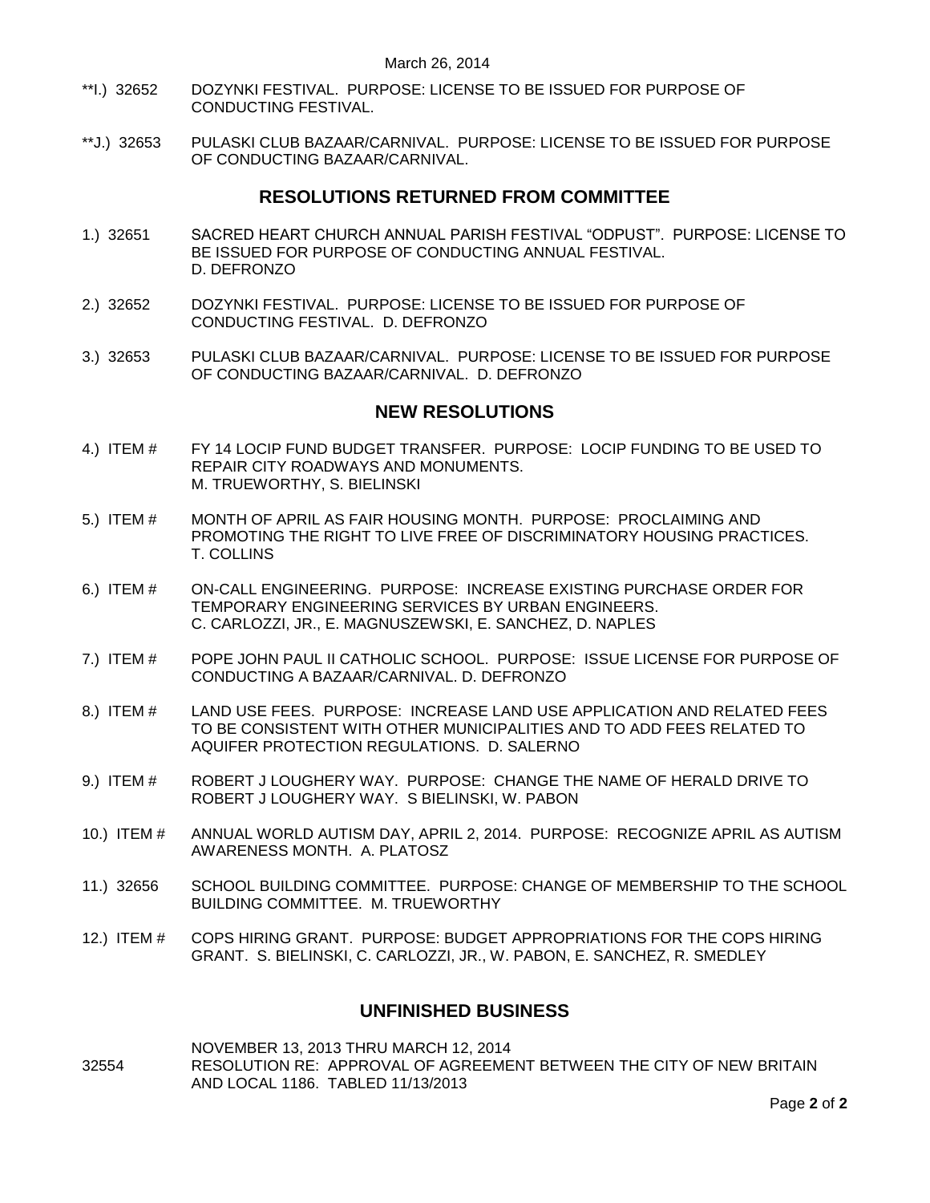March 26, 2014

**I.) 32652 DOZYNKI FESTIVAL. PURPOSE: LICENSE TO BE ISSUED FOR PURPOSE OF CONDUCTING FESTIVAL.

**J.) 32653 PULASKI CLUB BAZAAR/CARNIVAL. PURPOSE: LICENSE TO BE ISSUED FOR PURPOSE OF CONDUCTING BAZAAR/CARNIVAL.

## RESOLUTIONS RETURNED FROM COMMITTEE

1.) 32651 SACRED HEART CHURCH ANNUAL PARISH FESTIVAL "ODPUST". PURPOSE: LICENSE TO BE ISSUED FOR PURPOSE OF CONDUCTING ANNUAL FESTIVAL. D. DEFRONZO

2.) 32652 DOZYNKI FESTIVAL. PURPOSE: LICENSE TO BE ISSUED FOR PURPOSE OF CONDUCTING FESTIVAL. D. DEFRONZO

3.) 32653 PULASKI CLUB BAZAAR/CARNIVAL. PURPOSE: LICENSE TO BE ISSUED FOR PURPOSE OF CONDUCTING BAZAAR/CARNIVAL. D. DEFRONZO

## NEW RESOLUTIONS

4.) ITEM # FY 14 LOCIP FUND BUDGET TRANSFER. PURPOSE: LOCIP FUNDING TO BE USED TO REPAIR CITY ROADWAYS AND MONUMENTS. M. TRUEWORTHY, S. BIELINSKI

5.) ITEM # MONTH OF APRIL AS FAIR HOUSING MONTH. PURPOSE: PROCLAIMING AND PROMOTING THE RIGHT TO LIVE FREE OF DISCRIMINATORY HOUSING PRACTICES. T. COLLINS

6.) ITEM # ON-CALL ENGINEERING. PURPOSE: INCREASE EXISTING PURCHASE ORDER FOR TEMPORARY ENGINEERING SERVICES BY URBAN ENGINEERS. C. CARLOZZI, JR., E. MAGNUSZEWSKI, E. SANCHEZ, D. NAPLES

7.) ITEM # POPE JOHN PAUL II CATHOLIC SCHOOL. PURPOSE: ISSUE LICENSE FOR PURPOSE OF CONDUCTING A BAZAAR/CARNIVAL. D. DEFRONZO

8.) ITEM # LAND USE FEES. PURPOSE: INCREASE LAND USE APPLICATION AND RELATED FEES TO BE CONSISTENT WITH OTHER MUNICIPALITIES AND TO ADD FEES RELATED TO AQUIFER PROTECTION REGULATIONS. D. SALERNO

9.) ITEM # ROBERT J LOUGHERY WAY. PURPOSE: CHANGE THE NAME OF HERALD DRIVE TO ROBERT J LOUGHERY WAY. S BIELINSKI, W. PABON

10.) ITEM # ANNUAL WORLD AUTISM DAY, APRIL 2, 2014. PURPOSE: RECOGNIZE APRIL AS AUTISM AWARENESS MONTH. A. PLATOSZ

11.) 32656 SCHOOL BUILDING COMMITTEE. PURPOSE: CHANGE OF MEMBERSHIP TO THE SCHOOL BUILDING COMMITTEE. M. TRUEWORTHY

12.) ITEM # COPS HIRING GRANT. PURPOSE: BUDGET APPROPRIATIONS FOR THE COPS HIRING GRANT. S. BIELINSKI, C. CARLOZZI, JR., W. PABON, E. SANCHEZ, R. SMEDLEY

## UNFINISHED BUSINESS

NOVEMBER 13, 2013 THRU MARCH 12, 2014

32554 RESOLUTION RE: APPROVAL OF AGREEMENT BETWEEN THE CITY OF NEW BRITAIN AND LOCAL 1186. TABLED 11/13/2013